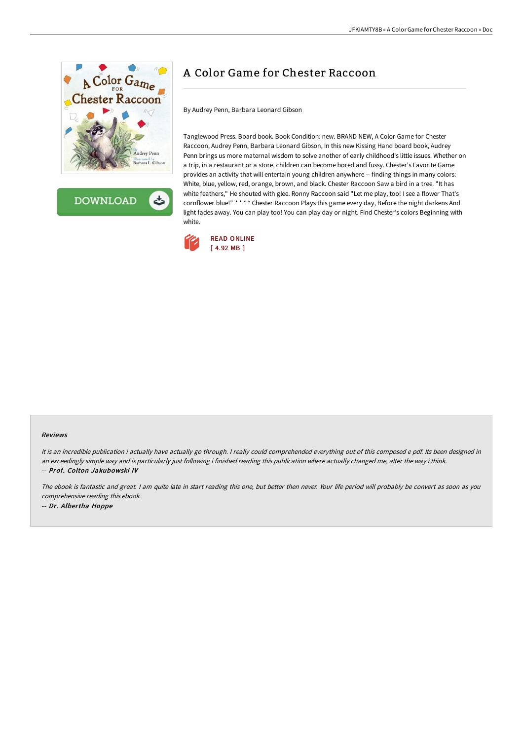# A Color Game for Chester Raccoon

By Audrey Penn, Barbara Leonard Gibson

Tanglewood Press. Board book. Book Condition: new. BRAND NEW, A Color Game for Chester Raccoon, Audrey Penn, Barbara Leonard Gibson, In this new Kissing Hand board book, Audrey Penn brings us more maternal wisdom to solve another of early childhood's little issues. Whether on a trip, in a restaurant or a store, children can become bored and fussy. Chester's Favorite Game provides an activity that will entertain young children anywhere -- finding things in many colors: White, blue, yellow, red, orange, brown, and black. Chester Raccoon Saw a bird in a tree. "It has white feathers," He shouted with glee. Ronny Raccoon said "Let me play, too! I see a flower That's cornflower blue!" * * * * Chester Raccoon Plays this game every day, Before the night darkens And light fades away. You can play too! You can play day or night. Find Chester's colors Beginning with white.

READ ONLINE
[ 4.92 MB ]

### Reviews

*It is an incredible publication i actually have actually go through. I really could comprehended everything out of this composed e pdf. Its been designed in an exceedingly simple way and is particularly just following i finished reading this publication where actually changed me, alter the way i think.*
-- ***Prof. Colton Jakubowski IV***

*The ebook is fantastic and great. I am quite late in start reading this one, but better then never. Your life period will probably be convert as soon as you comprehensive reading this ebook.*
-- ***Dr. Albertha Hoppe***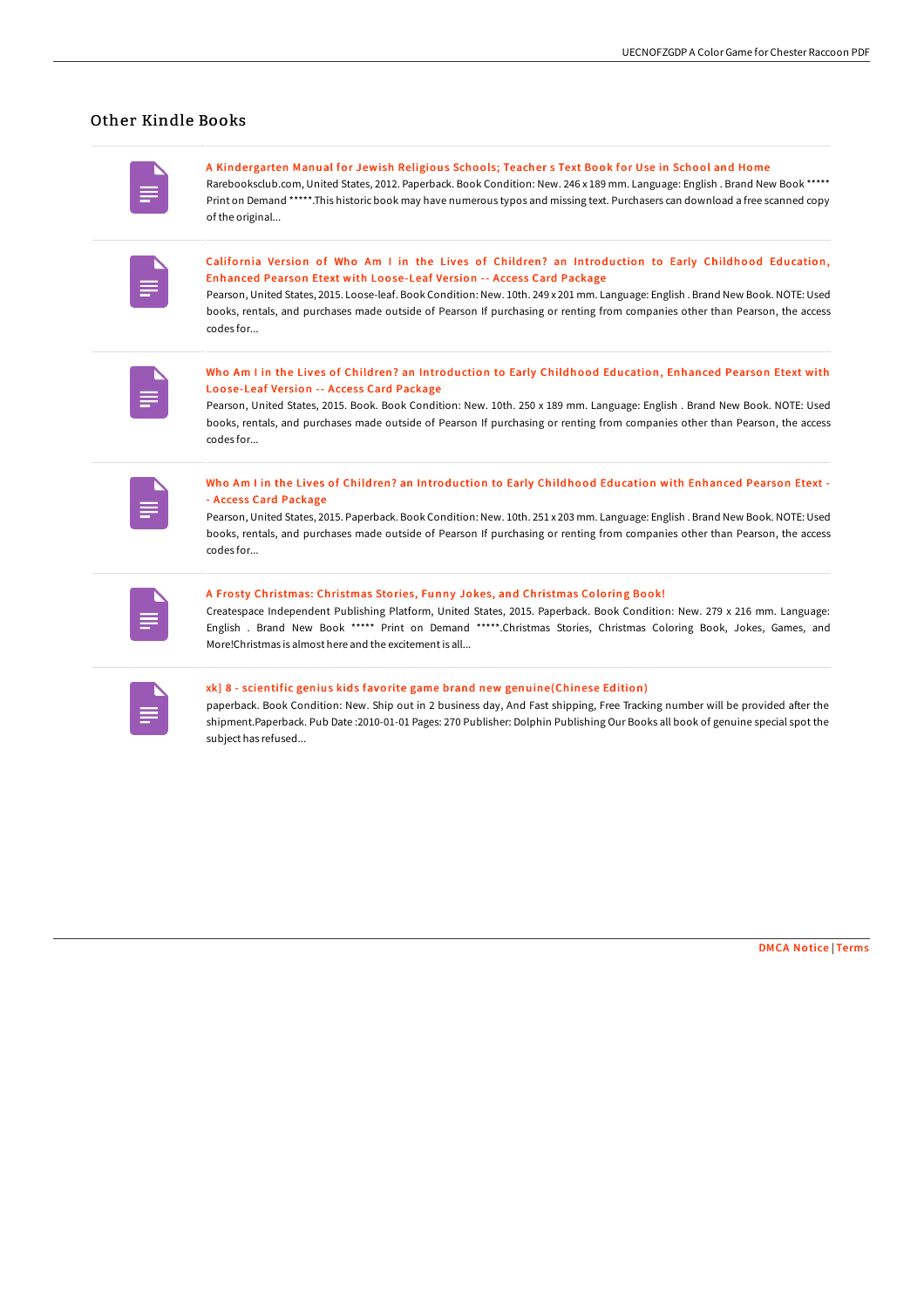## Other Kindle Books

**A Kindergarten Manual for Jewish Religious Schools; Teacher s Text Book for Use in School and Home**

Rarebooksclub.com, United States, 2012. Paperback. Book Condition: New. 246 x 189 mm. Language: English . Brand New Book ***** Print on Demand *****.This historic book may have numerous typos and missing text. Purchasers can download a free scanned copy of the original...

**California Version of Who Am I in the Lives of Children? an Introduction to Early Childhood Education, Enhanced Pearson Etext with Loose-Leaf Version -- Access Card Package**

Pearson, United States, 2015. Loose-leaf. Book Condition: New. 10th. 249 x 201 mm. Language: English . Brand New Book. NOTE: Used books, rentals, and purchases made outside of Pearson If purchasing or renting from companies other than Pearson, the access codes for...

**Who Am I in the Lives of Children? an Introduction to Early Childhood Education, Enhanced Pearson Etext with Loose-Leaf Version -- Access Card Package**

Pearson, United States, 2015. Book. Book Condition: New. 10th. 250 x 189 mm. Language: English . Brand New Book. NOTE: Used books, rentals, and purchases made outside of Pearson If purchasing or renting from companies other than Pearson, the access codes for...

**Who Am I in the Lives of Children? an Introduction to Early Childhood Education with Enhanced Pearson Etext -- Access Card Package**

Pearson, United States, 2015. Paperback. Book Condition: New. 10th. 251 x 203 mm. Language: English . Brand New Book. NOTE: Used books, rentals, and purchases made outside of Pearson If purchasing or renting from companies other than Pearson, the access codes for...

**A Frosty Christmas: Christmas Stories, Funny Jokes, and Christmas Coloring Book!**

Createspace Independent Publishing Platform, United States, 2015. Paperback. Book Condition: New. 279 x 216 mm. Language: English . Brand New Book ***** Print on Demand *****.Christmas Stories, Christmas Coloring Book, Jokes, Games, and More!Christmas is almost here and the excitement is all...

**xk] 8 - scientific genius kids favorite game brand new genuine(Chinese Edition)**

paperback. Book Condition: New. Ship out in 2 business day, And Fast shipping, Free Tracking number will be provided after the shipment.Paperback. Pub Date :2010-01-01 Pages: 270 Publisher: Dolphin Publishing Our Books all book of genuine special spot the subject has refused...